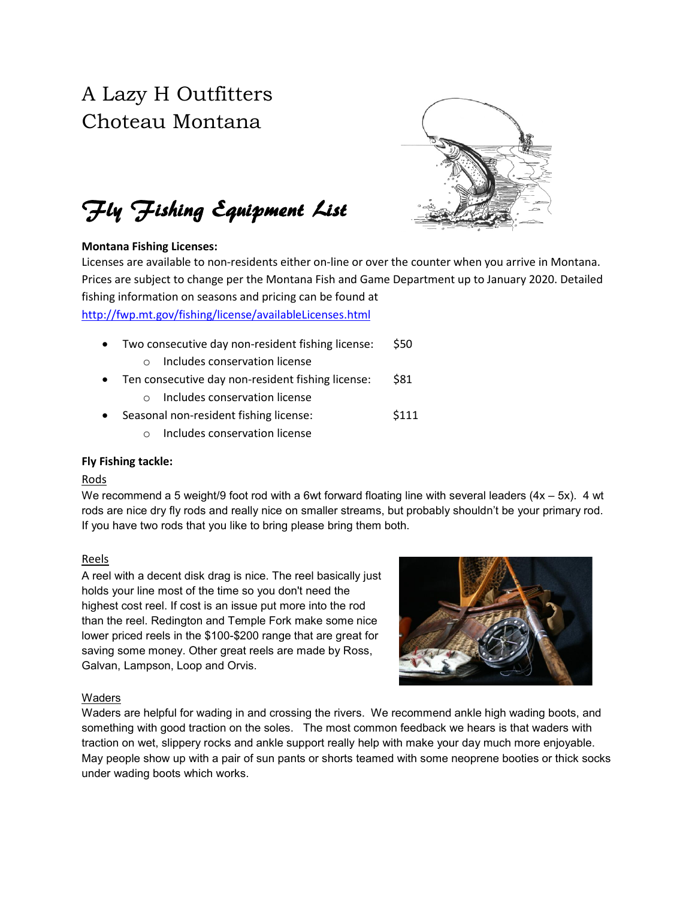# A Lazy H Outfitters
# Choteau Montana

## *Fly Fishing Equipment List*

**Montana Fishing Licenses:**

Licenses are available to non-residents either on-line or over the counter when you arrive in Montana. Prices are subject to change per the Montana Fish and Game Department up to January 2020. Detailed fishing information on seasons and pricing can be found at
http://fwp.mt.gov/fishing/license/availableLicenses.html

- Two consecutive day non-resident fishing license: $50
  - Includes conservation license
- Ten consecutive day non-resident fishing license: $81
  - Includes conservation license
- Seasonal non-resident fishing license: $111
  - Includes conservation license

**Fly Fishing tackle:**

Rods

We recommend a 5 weight/9 foot rod with a 6wt forward floating line with several leaders (4x – 5x). 4 wt rods are nice dry fly rods and really nice on smaller streams, but probably shouldn't be your primary rod. If you have two rods that you like to bring please bring them both.

Reels

A reel with a decent disk drag is nice. The reel basically just holds your line most of the time so you don't need the highest cost reel. If cost is an issue put more into the rod than the reel. Redington and Temple Fork make some nice lower priced reels in the $100-$200 range that are great for saving some money. Other great reels are made by Ross, Galvan, Lampson, Loop and Orvis.

Waders

Waders are helpful for wading in and crossing the rivers. We recommend ankle high wading boots, and something with good traction on the soles. The most common feedback we hears is that waders with traction on wet, slippery rocks and ankle support really help with make your day much more enjoyable. May people show up with a pair of sun pants or shorts teamed with some neoprene booties or thick socks under wading boots which works.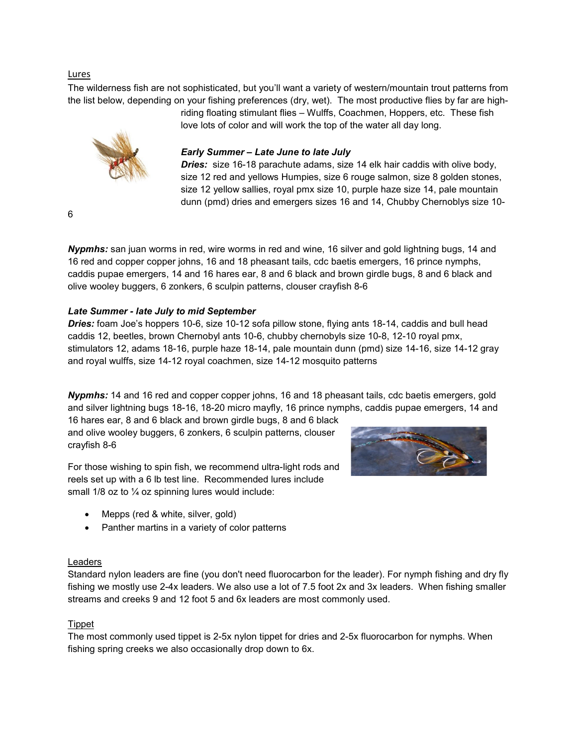## Lures

The wilderness fish are not sophisticated, but you'll want a variety of western/mountain trout patterns from the list below, depending on your fishing preferences (dry, wet). The most productive flies by far are high-riding floating stimulant flies – Wulffs, Coachmen, Hoppers, etc. These fish love lots of color and will work the top of the water all day long.

### *Early Summer – Late June to late July*

***Dries:*** size 16-18 parachute adams, size 14 elk hair caddis with olive body, size 12 red and yellows Humpies, size 6 rouge salmon, size 8 golden stones, size 12 yellow sallies, royal pmx size 10, purple haze size 14, pale mountain dunn (pmd) dries and emergers sizes 16 and 14, Chubby Chernoblys size 10-6

***Nypmhs:*** san juan worms in red, wire worms in red and wine, 16 silver and gold lightning bugs, 14 and 16 red and copper copper johns, 16 and 18 pheasant tails, cdc baetis emergers, 16 prince nymphs, caddis pupae emergers, 14 and 16 hares ear, 8 and 6 black and brown girdle bugs, 8 and 6 black and olive wooley buggers, 6 zonkers, 6 sculpin patterns, clouser crayfish 8-6

### *Late Summer - late July to mid September*

***Dries:*** foam Joe's hoppers 10-6, size 10-12 sofa pillow stone, flying ants 18-14, caddis and bull head caddis 12, beetles, brown Chernobyl ants 10-6, chubby chernobyls size 10-8, 12-10 royal pmx, stimulators 12, adams 18-16, purple haze 18-14, pale mountain dunn (pmd) size 14-16, size 14-12 gray and royal wulffs, size 14-12 royal coachmen, size 14-12 mosquito patterns

***Nypmhs:*** 14 and 16 red and copper copper johns, 16 and 18 pheasant tails, cdc baetis emergers, gold and silver lightning bugs 18-16, 18-20 micro mayfly, 16 prince nymphs, caddis pupae emergers, 14 and 16 hares ear, 8 and 6 black and brown girdle bugs, 8 and 6 black and olive wooley buggers, 6 zonkers, 6 sculpin patterns, clouser crayfish 8-6

For those wishing to spin fish, we recommend ultra-light rods and reels set up with a 6 lb test line. Recommended lures include small 1/8 oz to ¼ oz spinning lures would include:

- Mepps (red & white, silver, gold)
- Panther martins in a variety of color patterns

## Leaders

Standard nylon leaders are fine (you don't need fluorocarbon for the leader). For nymph fishing and dry fly fishing we mostly use 2-4x leaders. We also use a lot of 7.5 foot 2x and 3x leaders. When fishing smaller streams and creeks 9 and 12 foot 5 and 6x leaders are most commonly used.

## Tippet

The most commonly used tippet is 2-5x nylon tippet for dries and 2-5x fluorocarbon for nymphs. When fishing spring creeks we also occasionally drop down to 6x.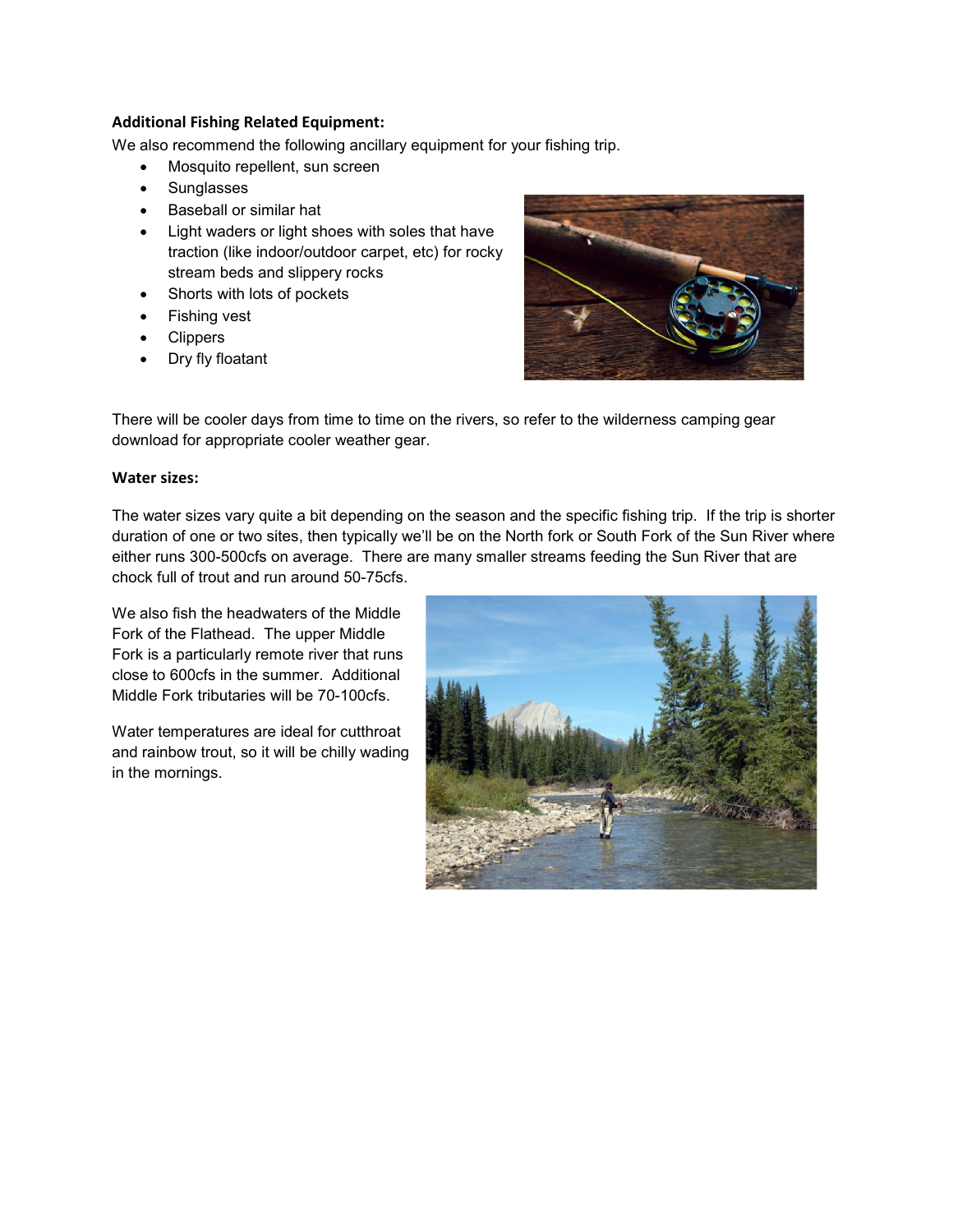**Additional Fishing Related Equipment:**

We also recommend the following ancillary equipment for your fishing trip.

- Mosquito repellent, sun screen
- Sunglasses
- Baseball or similar hat
- Light waders or light shoes with soles that have traction (like indoor/outdoor carpet, etc) for rocky stream beds and slippery rocks
- Shorts with lots of pockets
- Fishing vest
- Clippers
- Dry fly floatant

There will be cooler days from time to time on the rivers, so refer to the wilderness camping gear download for appropriate cooler weather gear.

**Water sizes:**

The water sizes vary quite a bit depending on the season and the specific fishing trip. If the trip is shorter duration of one or two sites, then typically we'll be on the North fork or South Fork of the Sun River where either runs 300-500cfs on average. There are many smaller streams feeding the Sun River that are chock full of trout and run around 50-75cfs.

We also fish the headwaters of the Middle Fork of the Flathead. The upper Middle Fork is a particularly remote river that runs close to 600cfs in the summer. Additional Middle Fork tributaries will be 70-100cfs.

Water temperatures are ideal for cutthroat and rainbow trout, so it will be chilly wading in the mornings.